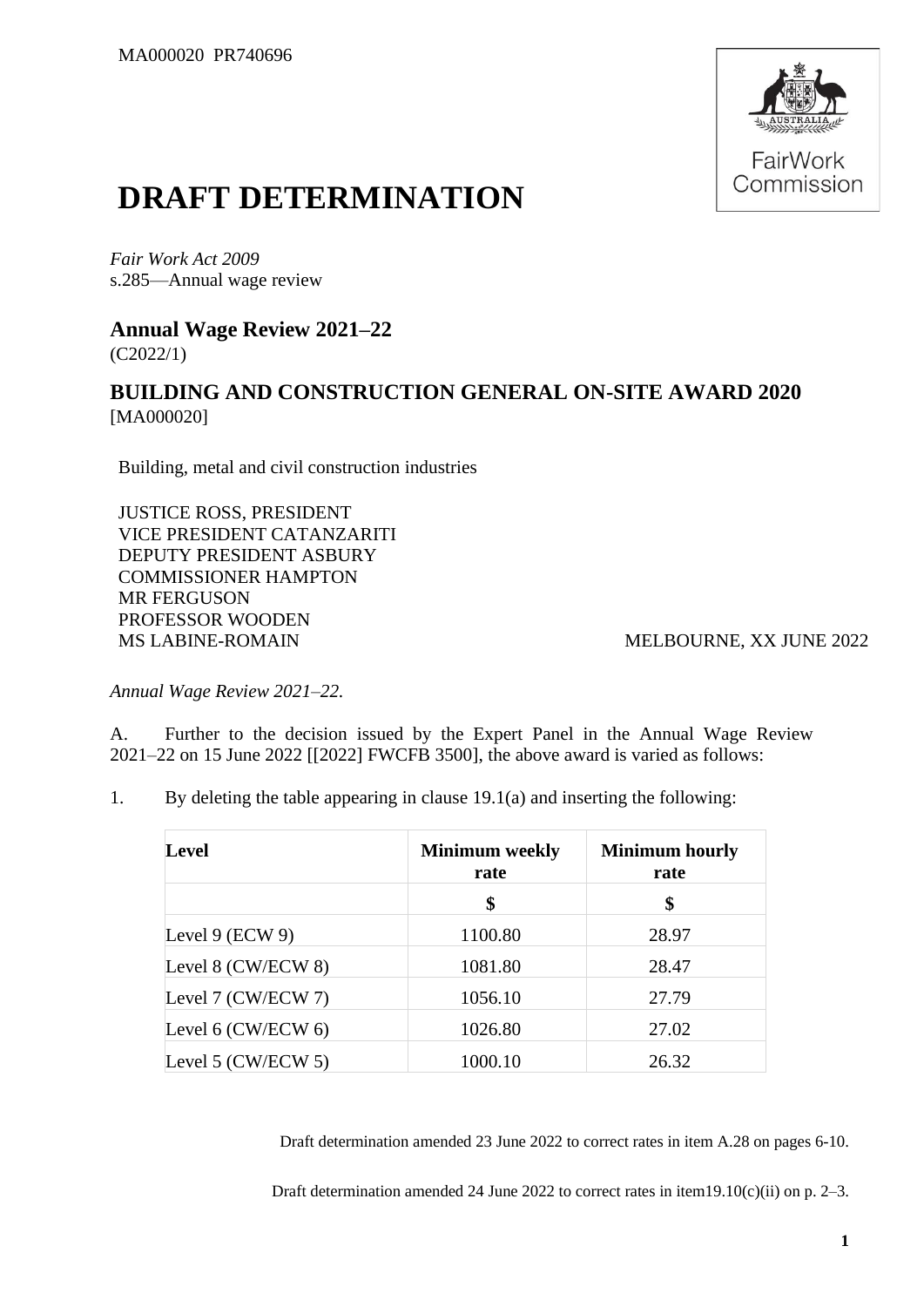MA000020 PR740696

# DRAFT DETERMINATION

*Fair Work Act 2009*
s.285—Annual wage review

## Annual Wage Review 2021–22

(C2022/1)

## BUILDING AND CONSTRUCTION GENERAL ON-SITE AWARD 2020

[MA000020]

Building, metal and civil construction industries

JUSTICE ROSS, PRESIDENT
VICE PRESIDENT CATANZARITI
DEPUTY PRESIDENT ASBURY
COMMISSIONER HAMPTON
MR FERGUSON
PROFESSOR WOODEN
MS LABINE-ROMAIN

MELBOURNE, XX JUNE 2022

*Annual Wage Review 2021–22.*

A. Further to the decision issued by the Expert Panel in the Annual Wage Review 2021–22 on 15 June 2022 [[2022] FWCFB 3500], the above award is varied as follows:

1. By deleting the table appearing in clause 19.1(a) and inserting the following:

| Level | Minimum weekly rate | Minimum hourly rate |
|---|---|---|
| | $ | $ |
| Level 9 (ECW 9) | 1100.80 | 28.97 |
| Level 8 (CW/ECW 8) | 1081.80 | 28.47 |
| Level 7 (CW/ECW 7) | 1056.10 | 27.79 |
| Level 6 (CW/ECW 6) | 1026.80 | 27.02 |
| Level 5 (CW/ECW 5) | 1000.10 | 26.32 |

Draft determination amended 23 June 2022 to correct rates in item A.28 on pages 6-10.

Draft determination amended 24 June 2022 to correct rates in item19.10(c)(ii) on p. 2–3.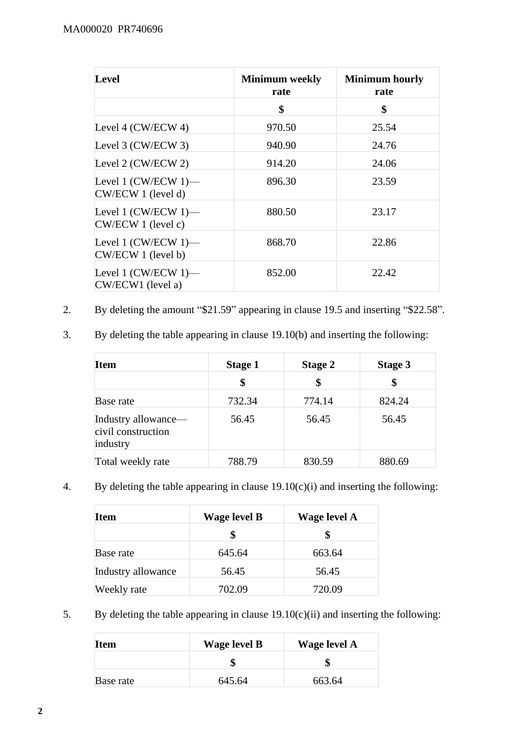| Level | Minimum weekly rate | Minimum hourly rate |
|---|---|---|
| | $ | $ |
| Level 4 (CW/ECW 4) | 970.50 | 25.54 |
| Level 3 (CW/ECW 3) | 940.90 | 24.76 |
| Level 2 (CW/ECW 2) | 914.20 | 24.06 |
| Level 1 (CW/ECW 1)—CW/ECW 1 (level d) | 896.30 | 23.59 |
| Level 1 (CW/ECW 1)—CW/ECW 1 (level c) | 880.50 | 23.17 |
| Level 1 (CW/ECW 1)—CW/ECW 1 (level b) | 868.70 | 22.86 |
| Level 1 (CW/ECW 1)—CW/ECW1 (level a) | 852.00 | 22.42 |

2. By deleting the amount "$21.59" appearing in clause 19.5 and inserting "$22.58".

3. By deleting the table appearing in clause 19.10(b) and inserting the following:

| Item | Stage 1 | Stage 2 | Stage 3 |
|---|---|---|---|
| | $ | $ | $ |
| Base rate | 732.34 | 774.14 | 824.24 |
| Industry allowance—civil construction industry | 56.45 | 56.45 | 56.45 |
| Total weekly rate | 788.79 | 830.59 | 880.69 |

4. By deleting the table appearing in clause 19.10(c)(i) and inserting the following:

| Item | Wage level B | Wage level A |
|---|---|---|
| | $ | $ |
| Base rate | 645.64 | 663.64 |
| Industry allowance | 56.45 | 56.45 |
| Weekly rate | 702.09 | 720.09 |

5. By deleting the table appearing in clause 19.10(c)(ii) and inserting the following:

| Item | Wage level B | Wage level A |
|---|---|---|
| | $ | $ |
| Base rate | 645.64 | 663.64 |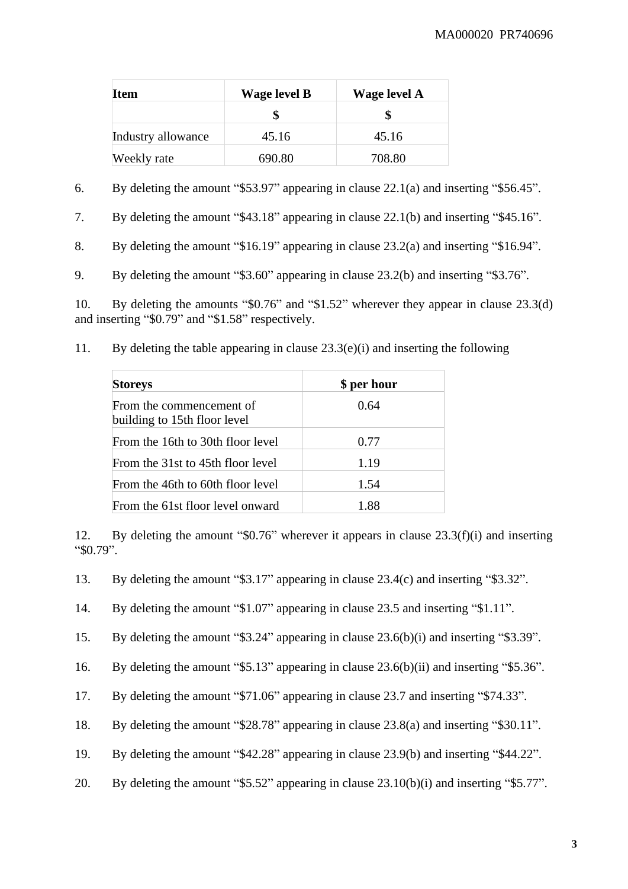| Item | Wage level B | Wage level A |
|---|---|---|
| | $ | $ |
| Industry allowance | 45.16 | 45.16 |
| Weekly rate | 690.80 | 708.80 |

6. By deleting the amount "$53.97" appearing in clause 22.1(a) and inserting "$56.45".

7. By deleting the amount "$43.18" appearing in clause 22.1(b) and inserting "$45.16".

8. By deleting the amount "$16.19" appearing in clause 23.2(a) and inserting "$16.94".

9. By deleting the amount "$3.60" appearing in clause 23.2(b) and inserting "$3.76".

10. By deleting the amounts "$0.76" and "$1.52" wherever they appear in clause 23.3(d) and inserting "$0.79" and "$1.58" respectively.

11. By deleting the table appearing in clause 23.3(e)(i) and inserting the following

| Storeys | $ per hour |
|---|---|
| From the commencement of building to 15th floor level | 0.64 |
| From the 16th to 30th floor level | 0.77 |
| From the 31st to 45th floor level | 1.19 |
| From the 46th to 60th floor level | 1.54 |
| From the 61st floor level onward | 1.88 |

12. By deleting the amount "$0.76" wherever it appears in clause 23.3(f)(i) and inserting "$0.79".

13. By deleting the amount "$3.17" appearing in clause 23.4(c) and inserting "$3.32".

14. By deleting the amount "$1.07" appearing in clause 23.5 and inserting "$1.11".

15. By deleting the amount "$3.24" appearing in clause 23.6(b)(i) and inserting "$3.39".

16. By deleting the amount "$5.13" appearing in clause 23.6(b)(ii) and inserting "$5.36".

17. By deleting the amount "$71.06" appearing in clause 23.7 and inserting "$74.33".

18. By deleting the amount "$28.78" appearing in clause 23.8(a) and inserting "$30.11".

19. By deleting the amount "$42.28" appearing in clause 23.9(b) and inserting "$44.22".

20. By deleting the amount "$5.52" appearing in clause 23.10(b)(i) and inserting "$5.77".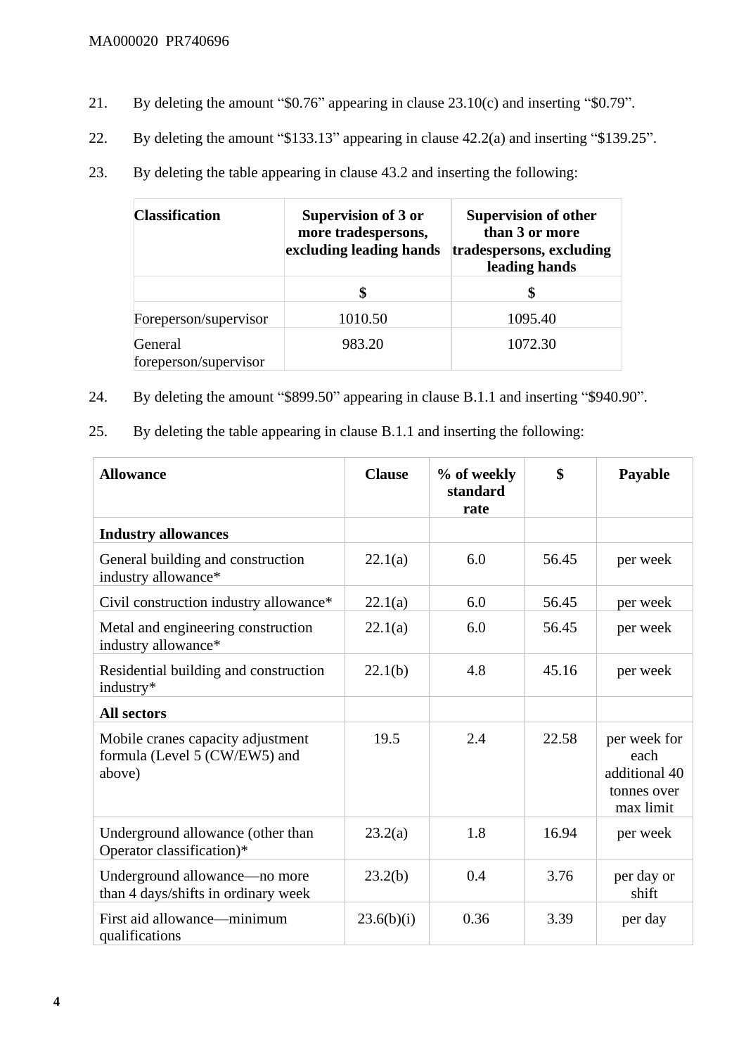21. By deleting the amount "$0.76" appearing in clause 23.10(c) and inserting "$0.79".

22. By deleting the amount "$133.13" appearing in clause 42.2(a) and inserting "$139.25".

23. By deleting the table appearing in clause 43.2 and inserting the following:

| Classification | Supervision of 3 or more tradespersons, excluding leading hands | Supervision of other than 3 or more tradespersons, excluding leading hands |
|---|---|---|
| | $ | $ |
| Foreperson/supervisor | 1010.50 | 1095.40 |
| General foreperson/supervisor | 983.20 | 1072.30 |

24. By deleting the amount "$899.50" appearing in clause B.1.1 and inserting "$940.90".

25. By deleting the table appearing in clause B.1.1 and inserting the following:

| Allowance | Clause | % of weekly standard rate | $ | Payable |
|---|---|---|---|---|
| **Industry allowances** | | | | |
| General building and construction industry allowance* | 22.1(a) | 6.0 | 56.45 | per week |
| Civil construction industry allowance* | 22.1(a) | 6.0 | 56.45 | per week |
| Metal and engineering construction industry allowance* | 22.1(a) | 6.0 | 56.45 | per week |
| Residential building and construction industry* | 22.1(b) | 4.8 | 45.16 | per week |
| **All sectors** | | | | |
| Mobile cranes capacity adjustment formula (Level 5 (CW/EW5) and above) | 19.5 | 2.4 | 22.58 | per week for each additional 40 tonnes over max limit |
| Underground allowance (other than Operator classification)* | 23.2(a) | 1.8 | 16.94 | per week |
| Underground allowance—no more than 4 days/shifts in ordinary week | 23.2(b) | 0.4 | 3.76 | per day or shift |
| First aid allowance—minimum qualifications | 23.6(b)(i) | 0.36 | 3.39 | per day |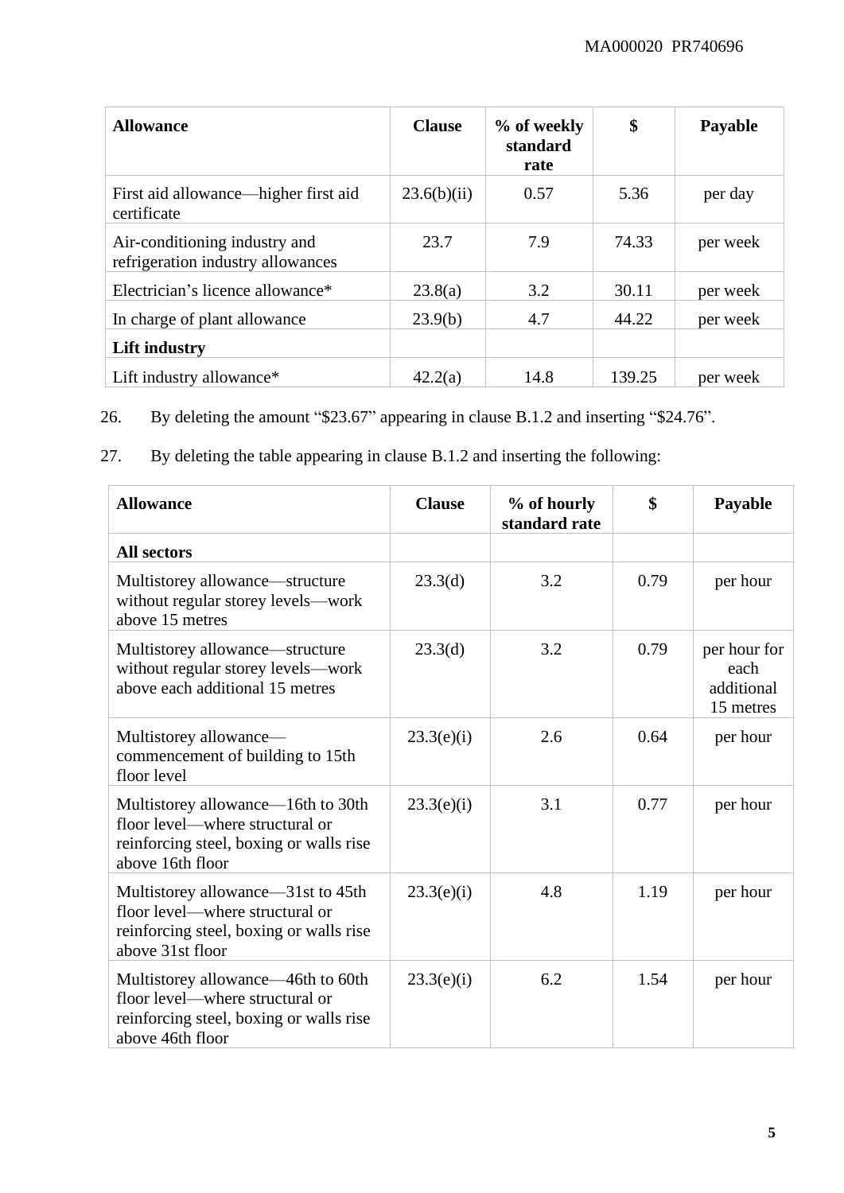| Allowance | Clause | % of weekly standard rate | $ | Payable |
|---|---|---|---|---|
| First aid allowance—higher first aid certificate | 23.6(b)(ii) | 0.57 | 5.36 | per day |
| Air-conditioning industry and refrigeration industry allowances | 23.7 | 7.9 | 74.33 | per week |
| Electrician's licence allowance* | 23.8(a) | 3.2 | 30.11 | per week |
| In charge of plant allowance | 23.9(b) | 4.7 | 44.22 | per week |
| **Lift industry** | | | | |
| Lift industry allowance* | 42.2(a) | 14.8 | 139.25 | per week |

26. By deleting the amount "$23.67" appearing in clause B.1.2 and inserting "$24.76".

27. By deleting the table appearing in clause B.1.2 and inserting the following:

| Allowance | Clause | % of hourly standard rate | $ | Payable |
|---|---|---|---|---|
| **All sectors** | | | | |
| Multistorey allowance—structure without regular storey levels—work above 15 metres | 23.3(d) | 3.2 | 0.79 | per hour |
| Multistorey allowance—structure without regular storey levels—work above each additional 15 metres | 23.3(d) | 3.2 | 0.79 | per hour for each additional 15 metres |
| Multistorey allowance—commencement of building to 15th floor level | 23.3(e)(i) | 2.6 | 0.64 | per hour |
| Multistorey allowance—16th to 30th floor level—where structural or reinforcing steel, boxing or walls rise above 16th floor | 23.3(e)(i) | 3.1 | 0.77 | per hour |
| Multistorey allowance—31st to 45th floor level—where structural or reinforcing steel, boxing or walls rise above 31st floor | 23.3(e)(i) | 4.8 | 1.19 | per hour |
| Multistorey allowance—46th to 60th floor level—where structural or reinforcing steel, boxing or walls rise above 46th floor | 23.3(e)(i) | 6.2 | 1.54 | per hour |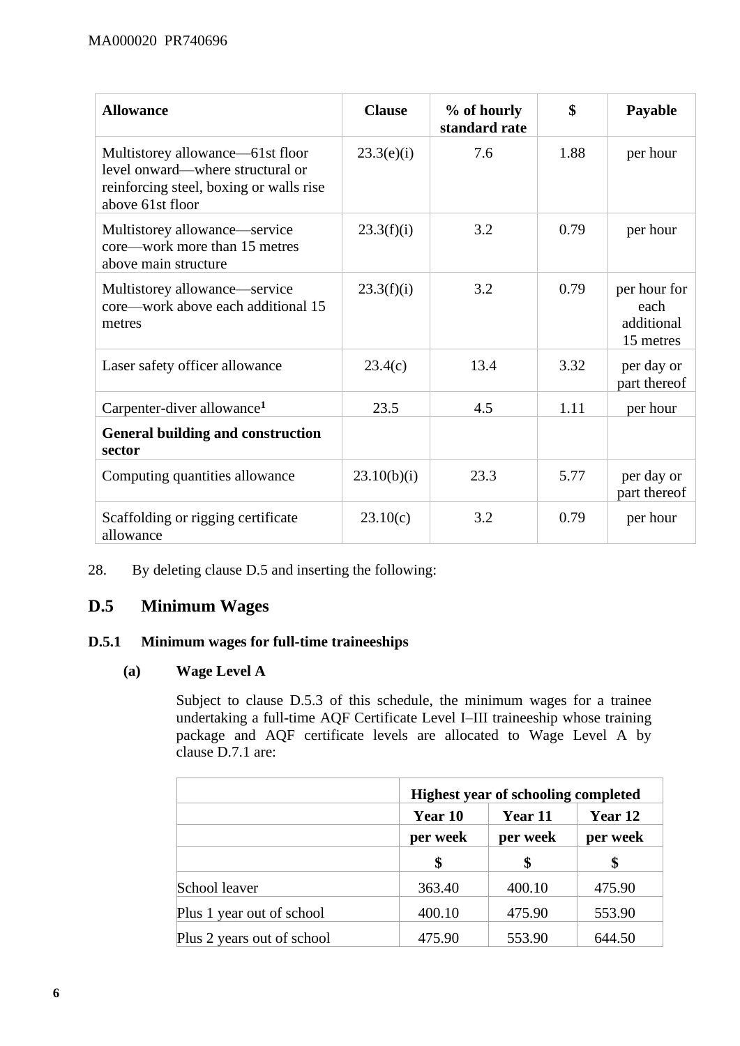| Allowance | Clause | % of hourly standard rate | $ | Payable |
|---|---|---|---|---|
| Multistorey allowance—61st floor level onward—where structural or reinforcing steel, boxing or walls rise above 61st floor | 23.3(e)(i) | 7.6 | 1.88 | per hour |
| Multistorey allowance—service core—work more than 15 metres above main structure | 23.3(f)(i) | 3.2 | 0.79 | per hour |
| Multistorey allowance—service core—work above each additional 15 metres | 23.3(f)(i) | 3.2 | 0.79 | per hour for each additional 15 metres |
| Laser safety officer allowance | 23.4(c) | 13.4 | 3.32 | per day or part thereof |
| Carpenter-diver allowance[1] | 23.5 | 4.5 | 1.11 | per hour |
| **General building and construction sector** | | | | |
| Computing quantities allowance | 23.10(b)(i) | 23.3 | 5.77 | per day or part thereof |
| Scaffolding or rigging certificate allowance | 23.10(c) | 3.2 | 0.79 | per hour |

28. By deleting clause D.5 and inserting the following:

## D.5 Minimum Wages

### D.5.1 Minimum wages for full-time traineeships

**(a) Wage Level A**

Subject to clause D.5.3 of this schedule, the minimum wages for a trainee undertaking a full-time AQF Certificate Level I–III traineeship whose training package and AQF certificate levels are allocated to Wage Level A by clause D.7.1 are:

| | Highest year of schooling completed | | |
|---|---|---|---|
| | Year 10 | Year 11 | Year 12 |
| | per week | per week | per week |
| | $ | $ | $ |
| School leaver | 363.40 | 400.10 | 475.90 |
| Plus 1 year out of school | 400.10 | 475.90 | 553.90 |
| Plus 2 years out of school | 475.90 | 553.90 | 644.50 |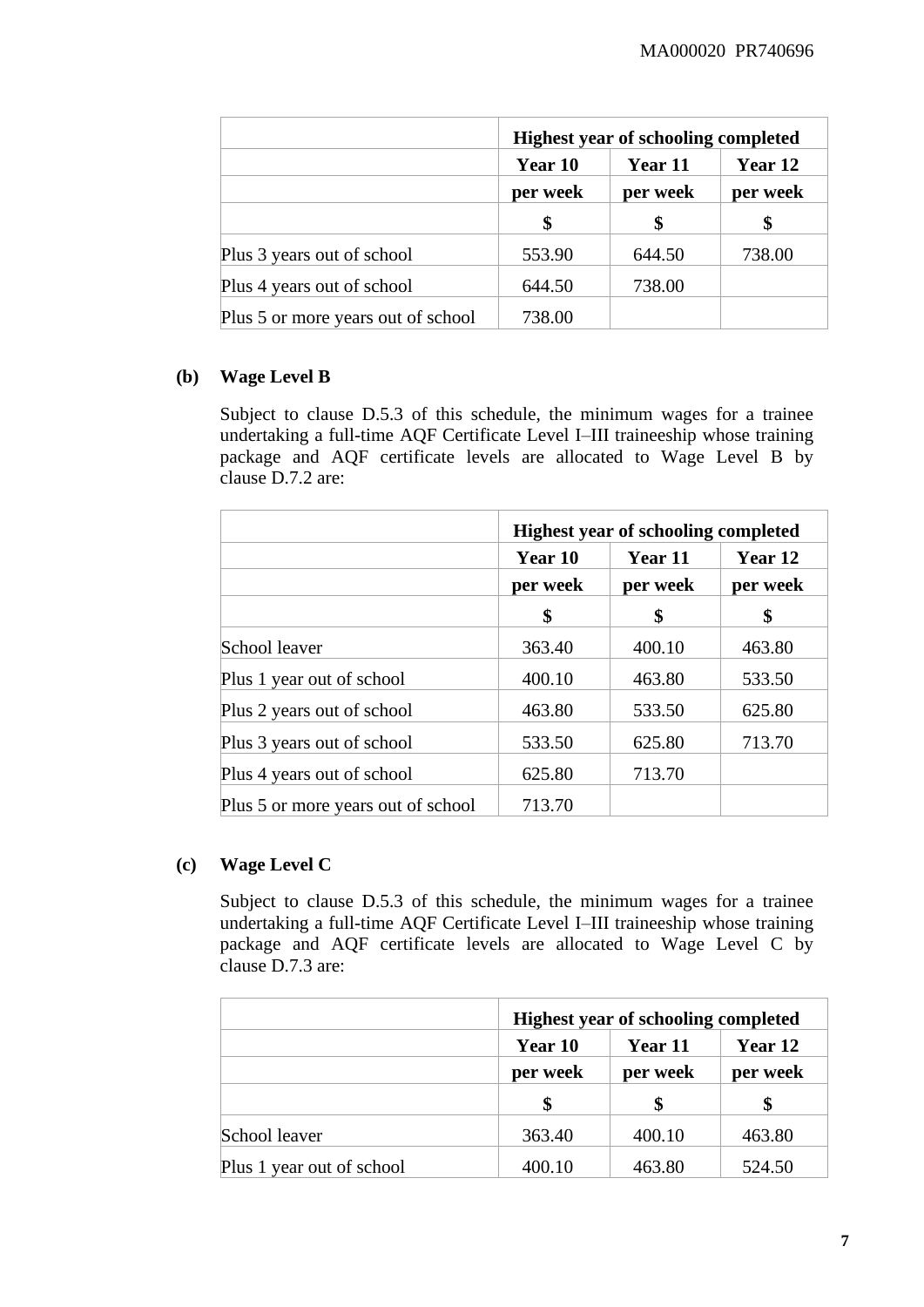| | Highest year of schooling completed | | |
|---|---|---|---|
| | **Year 10** | **Year 11** | **Year 12** |
| | **per week** | **per week** | **per week** |
| | **$** | **$** | **$** |
| Plus 3 years out of school | 553.90 | 644.50 | 738.00 |
| Plus 4 years out of school | 644.50 | 738.00 | |
| Plus 5 or more years out of school | 738.00 | | |

**(b) Wage Level B**

Subject to clause D.5.3 of this schedule, the minimum wages for a trainee undertaking a full-time AQF Certificate Level I–III traineeship whose training package and AQF certificate levels are allocated to Wage Level B by clause D.7.2 are:

| | Highest year of schooling completed | | |
|---|---|---|---|
| | **Year 10** | **Year 11** | **Year 12** |
| | **per week** | **per week** | **per week** |
| | **$** | **$** | **$** |
| School leaver | 363.40 | 400.10 | 463.80 |
| Plus 1 year out of school | 400.10 | 463.80 | 533.50 |
| Plus 2 years out of school | 463.80 | 533.50 | 625.80 |
| Plus 3 years out of school | 533.50 | 625.80 | 713.70 |
| Plus 4 years out of school | 625.80 | 713.70 | |
| Plus 5 or more years out of school | 713.70 | | |

**(c) Wage Level C**

Subject to clause D.5.3 of this schedule, the minimum wages for a trainee undertaking a full-time AQF Certificate Level I–III traineeship whose training package and AQF certificate levels are allocated to Wage Level C by clause D.7.3 are:

| | Highest year of schooling completed | | |
|---|---|---|---|
| | **Year 10** | **Year 11** | **Year 12** |
| | **per week** | **per week** | **per week** |
| | **$** | **$** | **$** |
| School leaver | 363.40 | 400.10 | 463.80 |
| Plus 1 year out of school | 400.10 | 463.80 | 524.50 |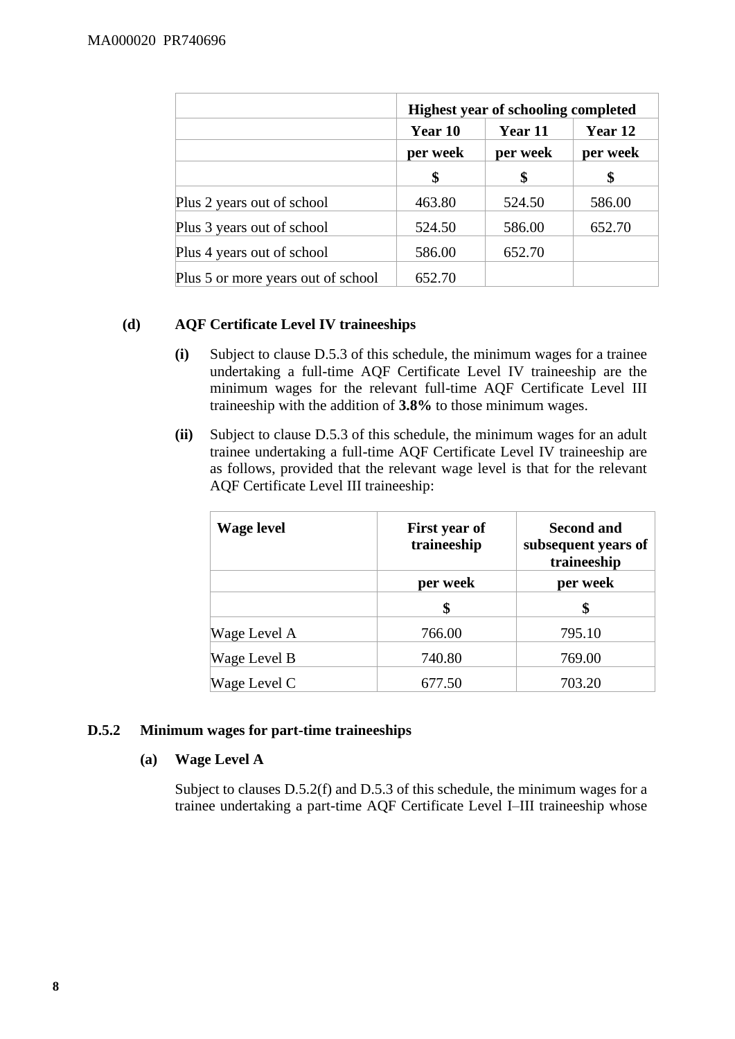| | Highest year of schooling completed | | |
|---|---|---|---|
| | Year 10 | Year 11 | Year 12 |
| | per week | per week | per week |
| | $ | $ | $ |
| Plus 2 years out of school | 463.80 | 524.50 | 586.00 |
| Plus 3 years out of school | 524.50 | 586.00 | 652.70 |
| Plus 4 years out of school | 586.00 | 652.70 | |
| Plus 5 or more years out of school | 652.70 | | |

**(d) AQF Certificate Level IV traineeships**

**(i)** Subject to clause D.5.3 of this schedule, the minimum wages for a trainee undertaking a full-time AQF Certificate Level IV traineeship are the minimum wages for the relevant full-time AQF Certificate Level III traineeship with the addition of **3.8%** to those minimum wages.

**(ii)** Subject to clause D.5.3 of this schedule, the minimum wages for an adult trainee undertaking a full-time AQF Certificate Level IV traineeship are as follows, provided that the relevant wage level is that for the relevant AQF Certificate Level III traineeship:

| Wage level | First year of traineeship | Second and subsequent years of traineeship |
|---|---|---|
| | per week | per week |
| | $ | $ |
| Wage Level A | 766.00 | 795.10 |
| Wage Level B | 740.80 | 769.00 |
| Wage Level C | 677.50 | 703.20 |

### D.5.2 Minimum wages for part-time traineeships

**(a) Wage Level A**

Subject to clauses D.5.2(f) and D.5.3 of this schedule, the minimum wages for a trainee undertaking a part-time AQF Certificate Level I–III traineeship whose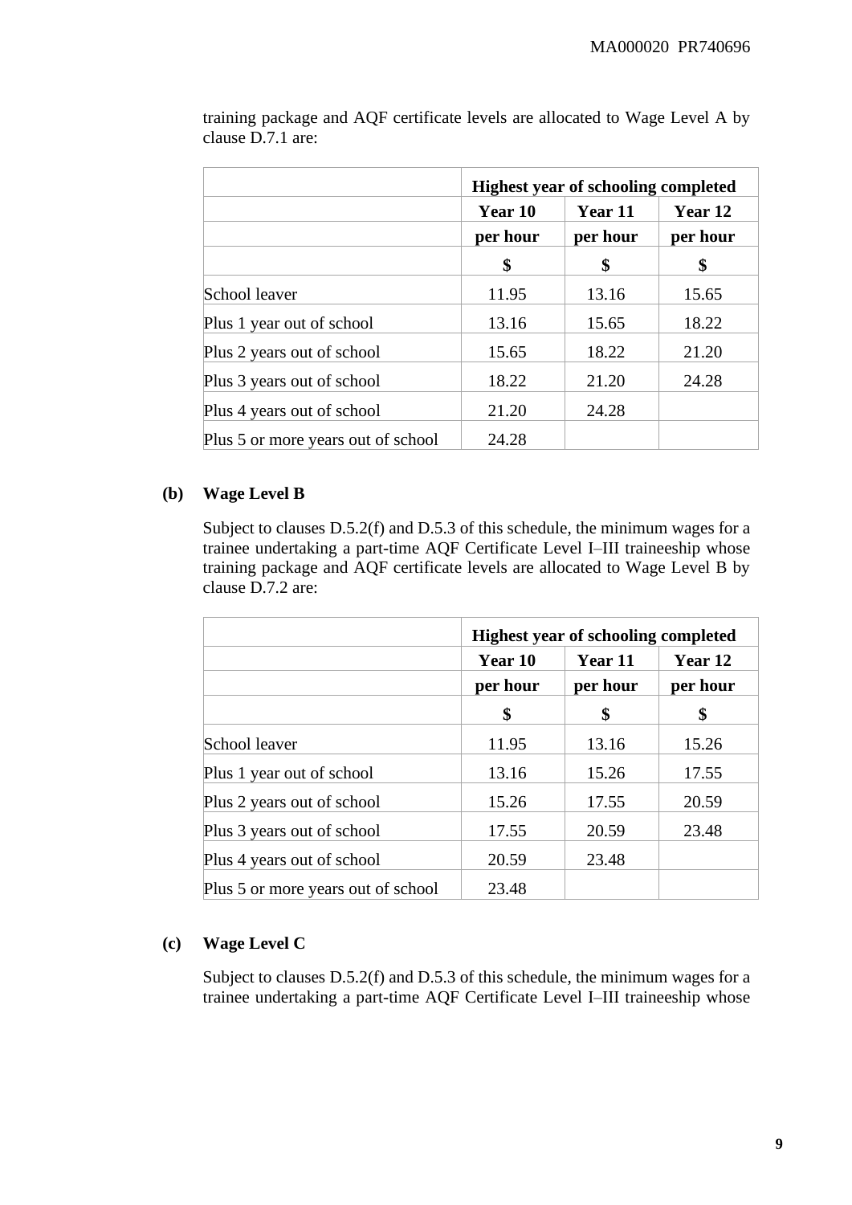training package and AQF certificate levels are allocated to Wage Level A by clause D.7.1 are:

| | **Highest year of schooling completed** | | |
|---|---|---|---|
| | **Year 10** | **Year 11** | **Year 12** |
| | **per hour** | **per hour** | **per hour** |
| | **$** | **$** | **$** |
| School leaver | 11.95 | 13.16 | 15.65 |
| Plus 1 year out of school | 13.16 | 15.65 | 18.22 |
| Plus 2 years out of school | 15.65 | 18.22 | 21.20 |
| Plus 3 years out of school | 18.22 | 21.20 | 24.28 |
| Plus 4 years out of school | 21.20 | 24.28 | |
| Plus 5 or more years out of school | 24.28 | | |

**(b) Wage Level B**

Subject to clauses D.5.2(f) and D.5.3 of this schedule, the minimum wages for a trainee undertaking a part-time AQF Certificate Level I–III traineeship whose training package and AQF certificate levels are allocated to Wage Level B by clause D.7.2 are:

| | **Highest year of schooling completed** | | |
|---|---|---|---|
| | **Year 10** | **Year 11** | **Year 12** |
| | **per hour** | **per hour** | **per hour** |
| | **$** | **$** | **$** |
| School leaver | 11.95 | 13.16 | 15.26 |
| Plus 1 year out of school | 13.16 | 15.26 | 17.55 |
| Plus 2 years out of school | 15.26 | 17.55 | 20.59 |
| Plus 3 years out of school | 17.55 | 20.59 | 23.48 |
| Plus 4 years out of school | 20.59 | 23.48 | |
| Plus 5 or more years out of school | 23.48 | | |

**(c) Wage Level C**

Subject to clauses D.5.2(f) and D.5.3 of this schedule, the minimum wages for a trainee undertaking a part-time AQF Certificate Level I–III traineeship whose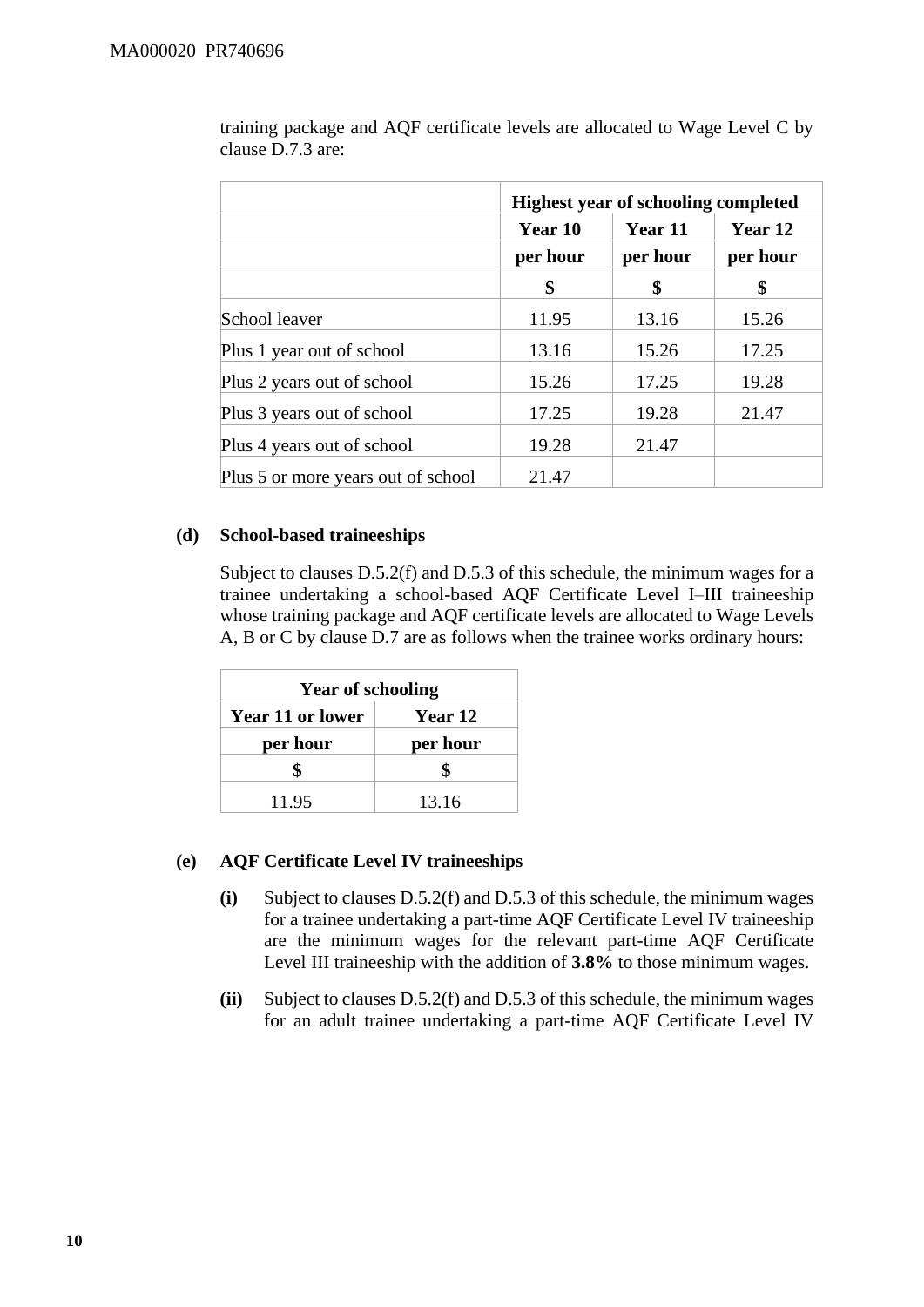training package and AQF certificate levels are allocated to Wage Level C by clause D.7.3 are:

| | Highest year of schooling completed | | |
|---|---|---|---|
| | Year 10 | Year 11 | Year 12 |
| | per hour | per hour | per hour |
| | $ | $ | $ |
| School leaver | 11.95 | 13.16 | 15.26 |
| Plus 1 year out of school | 13.16 | 15.26 | 17.25 |
| Plus 2 years out of school | 15.26 | 17.25 | 19.28 |
| Plus 3 years out of school | 17.25 | 19.28 | 21.47 |
| Plus 4 years out of school | 19.28 | 21.47 | |
| Plus 5 or more years out of school | 21.47 | | |

**(d) School-based traineeships**

Subject to clauses D.5.2(f) and D.5.3 of this schedule, the minimum wages for a trainee undertaking a school-based AQF Certificate Level I–III traineeship whose training package and AQF certificate levels are allocated to Wage Levels A, B or C by clause D.7 are as follows when the trainee works ordinary hours:

| Year of schooling | |
|---|---|
| Year 11 or lower | Year 12 |
| per hour | per hour |
| $ | $ |
| 11.95 | 13.16 |

**(e) AQF Certificate Level IV traineeships**

**(i)** Subject to clauses D.5.2(f) and D.5.3 of this schedule, the minimum wages for a trainee undertaking a part-time AQF Certificate Level IV traineeship are the minimum wages for the relevant part-time AQF Certificate Level III traineeship with the addition of **3.8%** to those minimum wages.

**(ii)** Subject to clauses D.5.2(f) and D.5.3 of this schedule, the minimum wages for an adult trainee undertaking a part-time AQF Certificate Level IV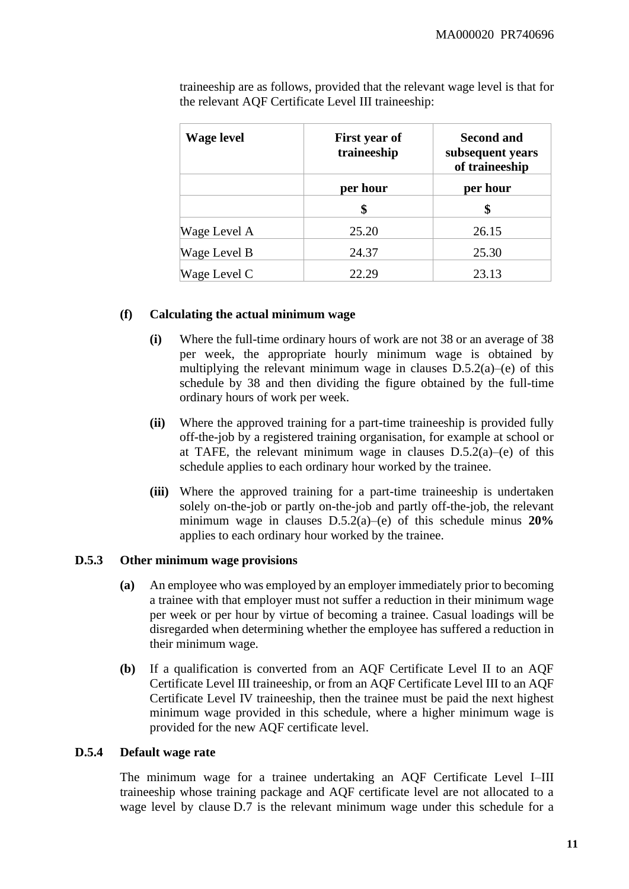traineeship are as follows, provided that the relevant wage level is that for the relevant AQF Certificate Level III traineeship:

| Wage level | First year of traineeship | Second and subsequent years of traineeship |
|---|---|---|
| | per hour | per hour |
| | $ | $ |
| Wage Level A | 25.20 | 26.15 |
| Wage Level B | 24.37 | 25.30 |
| Wage Level C | 22.29 | 23.13 |

**(f) Calculating the actual minimum wage**

**(i)** Where the full-time ordinary hours of work are not 38 or an average of 38 per week, the appropriate hourly minimum wage is obtained by multiplying the relevant minimum wage in clauses D.5.2(a)–(e) of this schedule by 38 and then dividing the figure obtained by the full-time ordinary hours of work per week.

**(ii)** Where the approved training for a part-time traineeship is provided fully off-the-job by a registered training organisation, for example at school or at TAFE, the relevant minimum wage in clauses D.5.2(a)–(e) of this schedule applies to each ordinary hour worked by the trainee.

**(iii)** Where the approved training for a part-time traineeship is undertaken solely on-the-job or partly on-the-job and partly off-the-job, the relevant minimum wage in clauses D.5.2(a)–(e) of this schedule minus **20%** applies to each ordinary hour worked by the trainee.

**D.5.3 Other minimum wage provisions**

**(a)** An employee who was employed by an employer immediately prior to becoming a trainee with that employer must not suffer a reduction in their minimum wage per week or per hour by virtue of becoming a trainee. Casual loadings will be disregarded when determining whether the employee has suffered a reduction in their minimum wage.

**(b)** If a qualification is converted from an AQF Certificate Level II to an AQF Certificate Level III traineeship, or from an AQF Certificate Level III to an AQF Certificate Level IV traineeship, then the trainee must be paid the next highest minimum wage provided in this schedule, where a higher minimum wage is provided for the new AQF certificate level.

**D.5.4 Default wage rate**

The minimum wage for a trainee undertaking an AQF Certificate Level I–III traineeship whose training package and AQF certificate level are not allocated to a wage level by clause D.7 is the relevant minimum wage under this schedule for a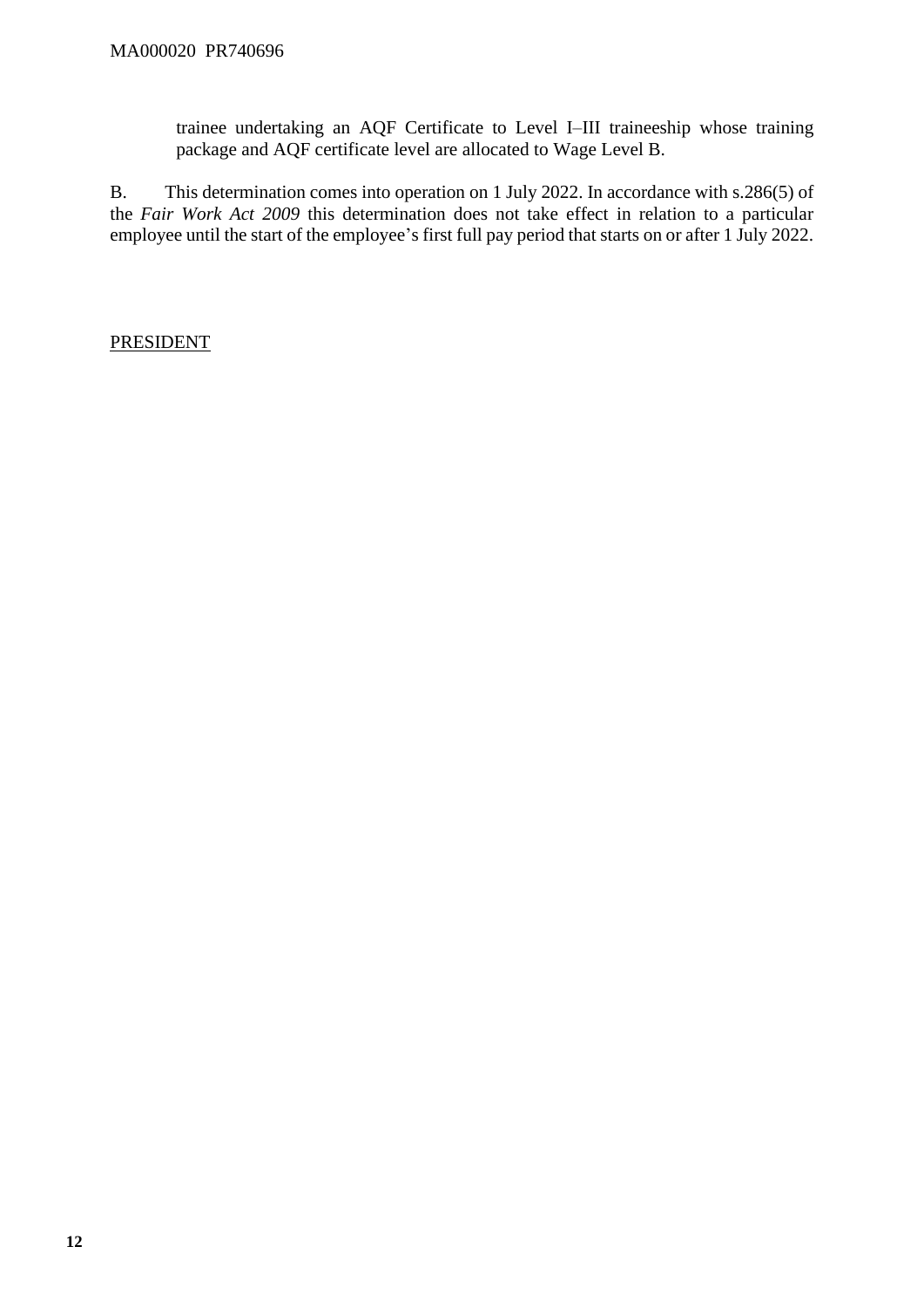trainee undertaking an AQF Certificate to Level I–III traineeship whose training package and AQF certificate level are allocated to Wage Level B.

B. This determination comes into operation on 1 July 2022. In accordance with s.286(5) of the *Fair Work Act 2009* this determination does not take effect in relation to a particular employee until the start of the employee's first full pay period that starts on or after 1 July 2022.

PRESIDENT